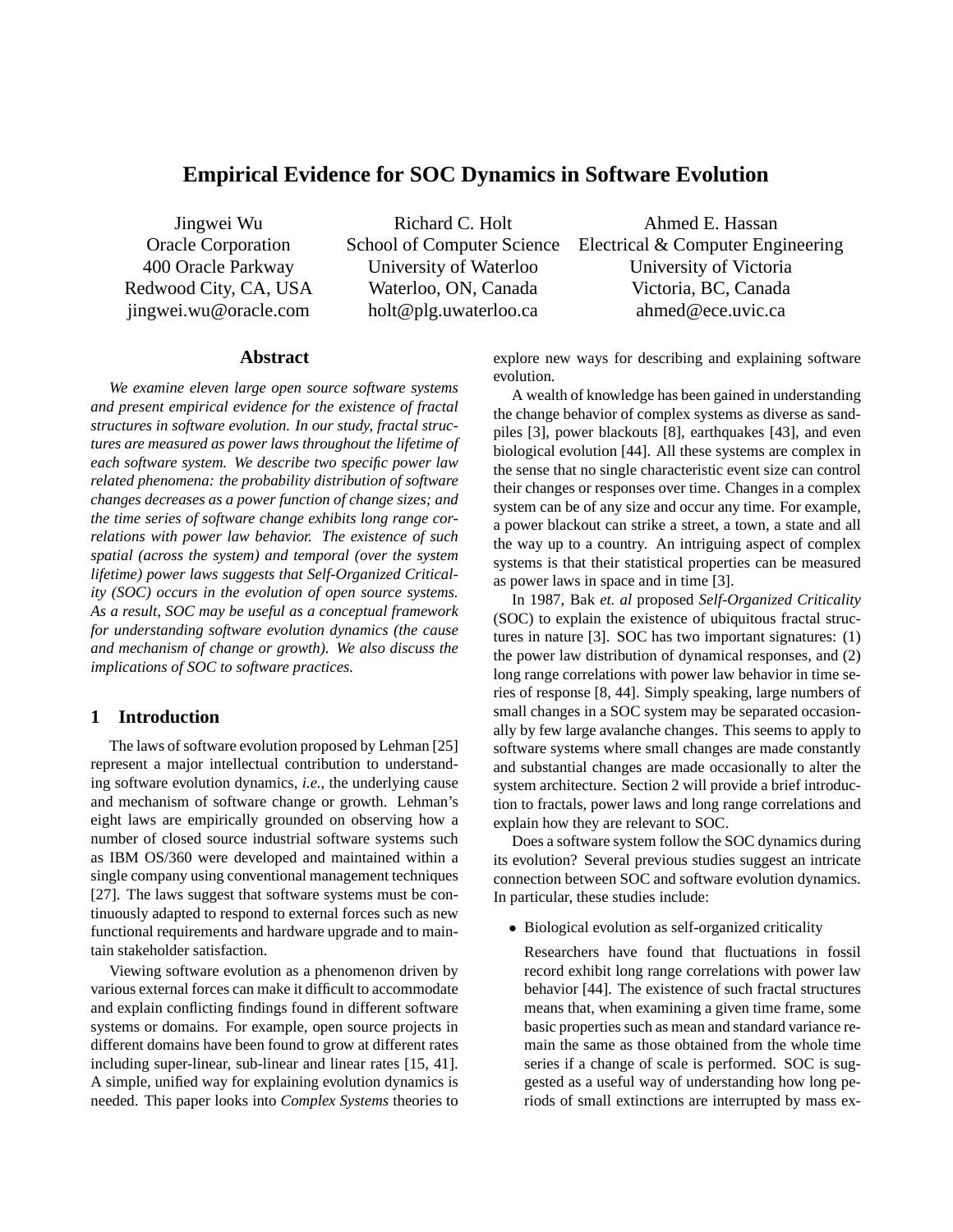# Empirical Evidence for SOC Dynamics in Software Evolution

| Jingwei Wu | Richard C. Holt | Ahmed E. Hassan |
|---|---|---|
| Oracle Corporation | School of Computer Science | Electrical & Computer Engineering |
| 400 Oracle Parkway | University of Waterloo | University of Victoria |
| Redwood City, CA, USA | Waterloo, ON, Canada | Victoria, BC, Canada |
| jingwei.wu@oracle.com | holt@plg.uwaterloo.ca | ahmed@ece.uvic.ca |

## Abstract

*We examine eleven large open source software systems and present empirical evidence for the existence of fractal structures in software evolution. In our study, fractal structures are measured as power laws throughout the lifetime of each software system. We describe two specific power law related phenomena: the probability distribution of software changes decreases as a power function of change sizes; and the time series of software change exhibits long range correlations with power law behavior. The existence of such spatial (across the system) and temporal (over the system lifetime) power laws suggests that Self-Organized Criticality (SOC) occurs in the evolution of open source systems. As a result, SOC may be useful as a conceptual framework for understanding software evolution dynamics (the cause and mechanism of change or growth). We also discuss the implications of SOC to software practices.*

## 1 Introduction

The laws of software evolution proposed by Lehman [25] represent a major intellectual contribution to understanding software evolution dynamics, *i.e.*, the underlying cause and mechanism of software change or growth. Lehman's eight laws are empirically grounded on observing how a number of closed source industrial software systems such as IBM OS/360 were developed and maintained within a single company using conventional management techniques [27]. The laws suggest that software systems must be continuously adapted to respond to external forces such as new functional requirements and hardware upgrade and to maintain stakeholder satisfaction.

Viewing software evolution as a phenomenon driven by various external forces can make it difficult to accommodate and explain conflicting findings found in different software systems or domains. For example, open source projects in different domains have been found to grow at different rates including super-linear, sub-linear and linear rates [15, 41]. A simple, unified way for explaining evolution dynamics is needed. This paper looks into *Complex Systems* theories to explore new ways for describing and explaining software evolution.

A wealth of knowledge has been gained in understanding the change behavior of complex systems as diverse as sandpiles [3], power blackouts [8], earthquakes [43], and even biological evolution [44]. All these systems are complex in the sense that no single characteristic event size can control their changes or responses over time. Changes in a complex system can be of any size and occur any time. For example, a power blackout can strike a street, a town, a state and all the way up to a country. An intriguing aspect of complex systems is that their statistical properties can be measured as power laws in space and in time [3].

In 1987, Bak *et. al* proposed *Self-Organized Criticality* (SOC) to explain the existence of ubiquitous fractal structures in nature [3]. SOC has two important signatures: (1) the power law distribution of dynamical responses, and (2) long range correlations with power law behavior in time series of response [8, 44]. Simply speaking, large numbers of small changes in a SOC system may be separated occasionally by few large avalanche changes. This seems to apply to software systems where small changes are made constantly and substantial changes are made occasionally to alter the system architecture. Section 2 will provide a brief introduction to fractals, power laws and long range correlations and explain how they are relevant to SOC.

Does a software system follow the SOC dynamics during its evolution? Several previous studies suggest an intricate connection between SOC and software evolution dynamics. In particular, these studies include:

- Biological evolution as self-organized criticality

  Researchers have found that fluctuations in fossil record exhibit long range correlations with power law behavior [44]. The existence of such fractal structures means that, when examining a given time frame, some basic properties such as mean and standard variance remain the same as those obtained from the whole time series if a change of scale is performed. SOC is suggested as a useful way of understanding how long periods of small extinctions are interrupted by mass ex-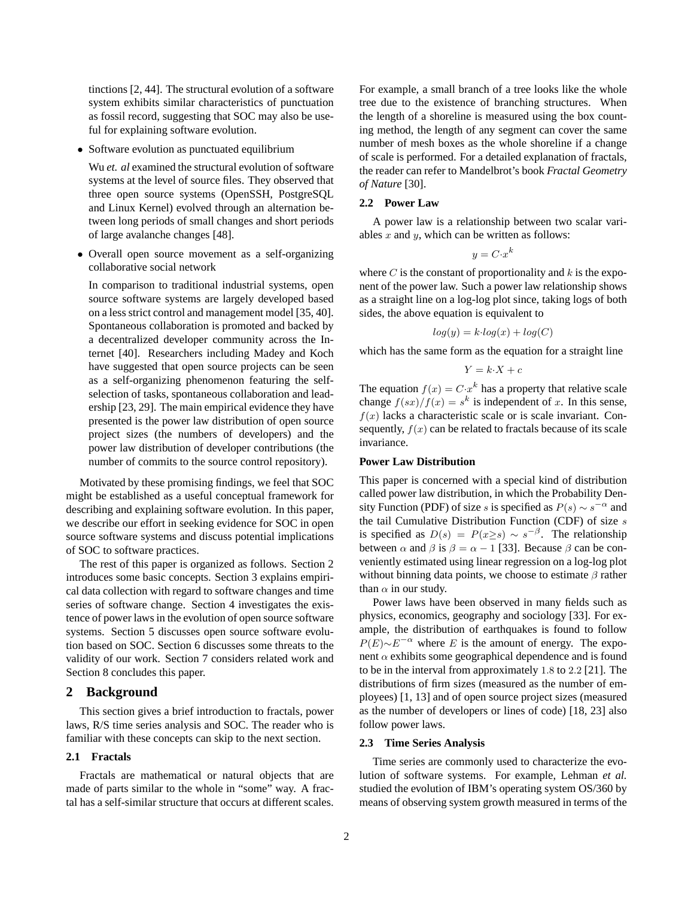tinctions [2, 44]. The structural evolution of a software system exhibits similar characteristics of punctuation as fossil record, suggesting that SOC may also be useful for explaining software evolution.

- Software evolution as punctuated equilibrium

  Wu *et. al* examined the structural evolution of software systems at the level of source files. They observed that three open source systems (OpenSSH, PostgreSQL and Linux Kernel) evolved through an alternation between long periods of small changes and short periods of large avalanche changes [48].

- Overall open source movement as a self-organizing collaborative social network

  In comparison to traditional industrial systems, open source software systems are largely developed based on a less strict control and management model [35, 40]. Spontaneous collaboration is promoted and backed by a decentralized developer community across the Internet [40]. Researchers including Madey and Koch have suggested that open source projects can be seen as a self-organizing phenomenon featuring the self-selection of tasks, spontaneous collaboration and leadership [23, 29]. The main empirical evidence they have presented is the power law distribution of open source project sizes (the numbers of developers) and the power law distribution of developer contributions (the number of commits to the source control repository).

Motivated by these promising findings, we feel that SOC might be established as a useful conceptual framework for describing and explaining software evolution. In this paper, we describe our effort in seeking evidence for SOC in open source software systems and discuss potential implications of SOC to software practices.

The rest of this paper is organized as follows. Section 2 introduces some basic concepts. Section 3 explains empirical data collection with regard to software changes and time series of software change. Section 4 investigates the existence of power laws in the evolution of open source software systems. Section 5 discusses open source software evolution based on SOC. Section 6 discusses some threats to the validity of our work. Section 7 considers related work and Section 8 concludes this paper.

## 2 Background

This section gives a brief introduction to fractals, power laws, R/S time series analysis and SOC. The reader who is familiar with these concepts can skip to the next section.

### 2.1 Fractals

Fractals are mathematical or natural objects that are made of parts similar to the whole in "some" way. A fractal has a self-similar structure that occurs at different scales. For example, a small branch of a tree looks like the whole tree due to the existence of branching structures. When the length of a shoreline is measured using the box counting method, the length of any segment can cover the same number of mesh boxes as the whole shoreline if a change of scale is performed. For a detailed explanation of fractals, the reader can refer to Mandelbrot's book *Fractal Geometry of Nature* [30].

### 2.2 Power Law

A power law is a relationship between two scalar variables $x$ and $y$, which can be written as follows:

$$y = C{\cdot}x^k$$

where $C$ is the constant of proportionality and $k$ is the exponent of the power law. Such a power law relationship shows as a straight line on a log-log plot since, taking logs of both sides, the above equation is equivalent to

$$log(y) = k{\cdot}log(x) + log(C)$$

which has the same form as the equation for a straight line

$$Y = k{\cdot}X + c$$

The equation $f(x) = C{\cdot}x^k$ has a property that relative scale change $f(sx)/f(x) = s^k$ is independent of $x$. In this sense, $f(x)$ lacks a characteristic scale or is scale invariant. Consequently, $f(x)$ can be related to fractals because of its scale invariance.

**Power Law Distribution**

This paper is concerned with a special kind of distribution called power law distribution, in which the Probability Density Function (PDF) of size $s$ is specified as $P(s) \sim s^{-\alpha}$ and the tail Cumulative Distribution Function (CDF) of size $s$ is specified as $D(s) = P(x{\geq}s) \sim s^{-\beta}$. The relationship between $\alpha$ and $\beta$ is $\beta = \alpha - 1$ [33]. Because $\beta$ can be conveniently estimated using linear regression on a log-log plot without binning data points, we choose to estimate $\beta$ rather than $\alpha$ in our study.

Power laws have been observed in many fields such as physics, economics, geography and sociology [33]. For example, the distribution of earthquakes is found to follow $P(E){\sim}E^{-\alpha}$ where $E$ is the amount of energy. The exponent $\alpha$ exhibits some geographical dependence and is found to be in the interval from approximately $1.8$ to $2.2$ [21]. The distributions of firm sizes (measured as the number of employees) [1, 13] and of open source project sizes (measured as the number of developers or lines of code) [18, 23] also follow power laws.

### 2.3 Time Series Analysis

Time series are commonly used to characterize the evolution of software systems. For example, Lehman *et al.* studied the evolution of IBM's operating system OS/360 by means of observing system growth measured in terms of the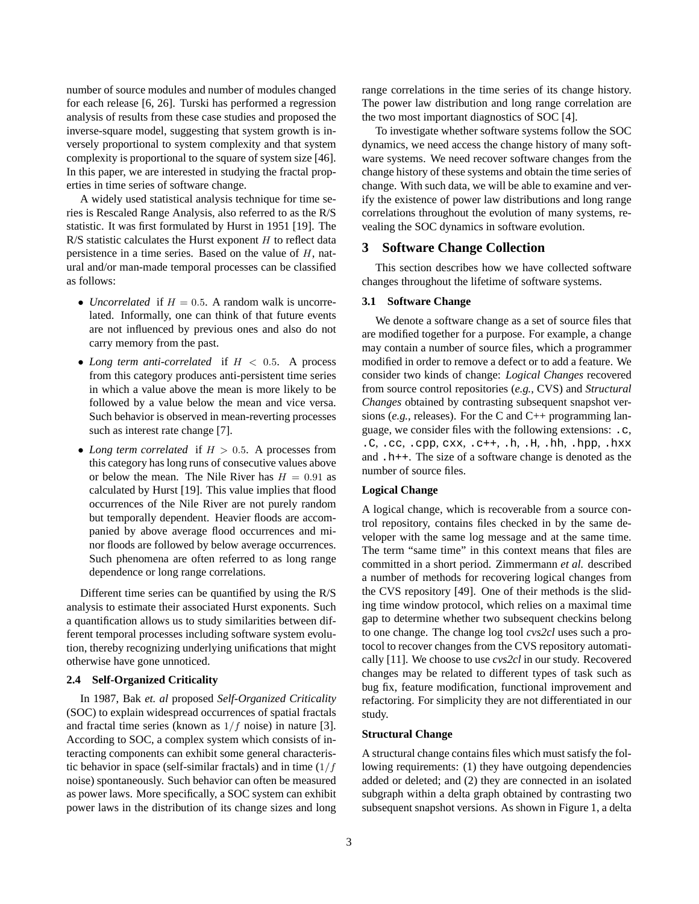number of source modules and number of modules changed for each release [6, 26]. Turski has performed a regression analysis of results from these case studies and proposed the inverse-square model, suggesting that system growth is inversely proportional to system complexity and that system complexity is proportional to the square of system size [46]. In this paper, we are interested in studying the fractal properties in time series of software change.

A widely used statistical analysis technique for time series is Rescaled Range Analysis, also referred to as the R/S statistic. It was first formulated by Hurst in 1951 [19]. The R/S statistic calculates the Hurst exponent $H$ to reflect data persistence in a time series. Based on the value of $H$, natural and/or man-made temporal processes can be classified as follows:

- *Uncorrelated* if $H = 0.5$. A random walk is uncorrelated. Informally, one can think of that future events are not influenced by previous ones and also do not carry memory from the past.
- *Long term anti-correlated* if $H < 0.5$. A process from this category produces anti-persistent time series in which a value above the mean is more likely to be followed by a value below the mean and vice versa. Such behavior is observed in mean-reverting processes such as interest rate change [7].
- *Long term correlated* if $H > 0.5$. A processes from this category has long runs of consecutive values above or below the mean. The Nile River has $H = 0.91$ as calculated by Hurst [19]. This value implies that flood occurrences of the Nile River are not purely random but temporally dependent. Heavier floods are accompanied by above average flood occurrences and minor floods are followed by below average occurrences. Such phenomena are often referred to as long range dependence or long range correlations.

Different time series can be quantified by using the R/S analysis to estimate their associated Hurst exponents. Such a quantification allows us to study similarities between different temporal processes including software system evolution, thereby recognizing underlying unifications that might otherwise have gone unnoticed.

### 2.4 Self-Organized Criticality

In 1987, Bak *et. al* proposed *Self-Organized Criticality* (SOC) to explain widespread occurrences of spatial fractals and fractal time series (known as $1/f$ noise) in nature [3]. According to SOC, a complex system which consists of interacting components can exhibit some general characteristic behavior in space (self-similar fractals) and in time ($1/f$ noise) spontaneously. Such behavior can often be measured as power laws. More specifically, a SOC system can exhibit power laws in the distribution of its change sizes and long range correlations in the time series of its change history. The power law distribution and long range correlation are the two most important diagnostics of SOC [4].

To investigate whether software systems follow the SOC dynamics, we need access the change history of many software systems. We need recover software changes from the change history of these systems and obtain the time series of change. With such data, we will be able to examine and verify the existence of power law distributions and long range correlations throughout the evolution of many systems, revealing the SOC dynamics in software evolution.

## 3 Software Change Collection

This section describes how we have collected software changes throughout the lifetime of software systems.

### 3.1 Software Change

We denote a software change as a set of source files that are modified together for a purpose. For example, a change may contain a number of source files, which a programmer modified in order to remove a defect or to add a feature. We consider two kinds of change: *Logical Changes* recovered from source control repositories (*e.g.*, CVS) and *Structural Changes* obtained by contrasting subsequent snapshot versions (*e.g.*, releases). For the C and C++ programming language, we consider files with the following extensions: `.c`, `.C`, `.cc`, `.cpp`, `cxx`, `.c++`, `.h`, `.H`, `.hh`, `.hpp`, `.hxx` and `.h++`. The size of a software change is denoted as the number of source files.

#### Logical Change

A logical change, which is recoverable from a source control repository, contains files checked in by the same developer with the same log message and at the same time. The term "same time" in this context means that files are committed in a short period. Zimmermann *et al.* described a number of methods for recovering logical changes from the CVS repository [49]. One of their methods is the sliding time window protocol, which relies on a maximal time gap to determine whether two subsequent checkins belong to one change. The change log tool *cvs2cl* uses such a protocol to recover changes from the CVS repository automatically [11]. We choose to use *cvs2cl* in our study. Recovered changes may be related to different types of task such as bug fix, feature modification, functional improvement and refactoring. For simplicity they are not differentiated in our study.

#### Structural Change

A structural change contains files which must satisfy the following requirements: (1) they have outgoing dependencies added or deleted; and (2) they are connected in an isolated subgraph within a delta graph obtained by contrasting two subsequent snapshot versions. As shown in Figure 1, a delta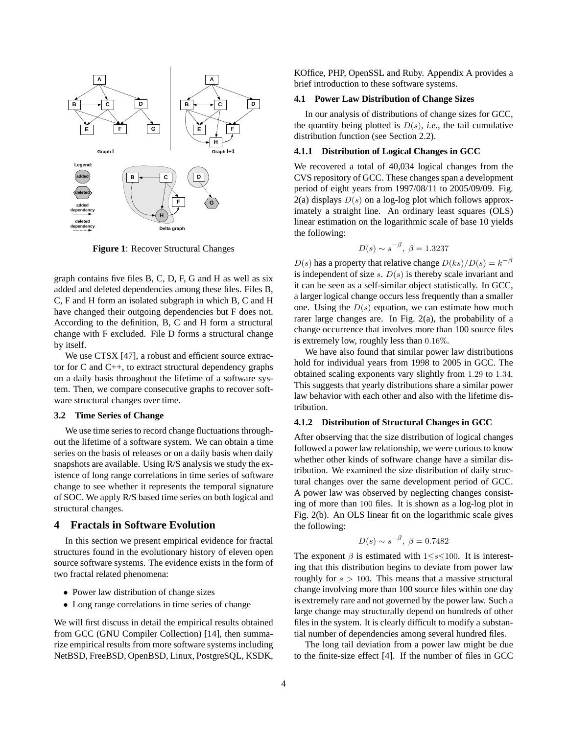Figure 1: Recover Structural Changes

graph contains five files B, C, D, F, G and H as well as six added and deleted dependencies among these files. Files B, C, F and H form an isolated subgraph in which B, C and H have changed their outgoing dependencies but F does not. According to the definition, B, C and H form a structural change with F excluded. File D forms a structural change by itself.

We use CTSX [47], a robust and efficient source extractor for C and C++, to extract structural dependency graphs on a daily basis throughout the lifetime of a software system. Then, we compare consecutive graphs to recover software structural changes over time.

### 3.2 Time Series of Change

We use time series to record change fluctuations throughout the lifetime of a software system. We can obtain a time series on the basis of releases or on a daily basis when daily snapshots are available. Using R/S analysis we study the existence of long range correlations in time series of software change to see whether it represents the temporal signature of SOC. We apply R/S based time series on both logical and structural changes.

## 4 Fractals in Software Evolution

In this section we present empirical evidence for fractal structures found in the evolutionary history of eleven open source software systems. The evidence exists in the form of two fractal related phenomena:

- Power law distribution of change sizes
- Long range correlations in time series of change

We will first discuss in detail the empirical results obtained from GCC (GNU Compiler Collection) [14], then summarize empirical results from more software systems including NetBSD, FreeBSD, OpenBSD, Linux, PostgreSQL, KSDK, KOffice, PHP, OpenSSL and Ruby. Appendix A provides a brief introduction to these software systems.

### 4.1 Power Law Distribution of Change Sizes

In our analysis of distributions of change sizes for GCC, the quantity being plotted is $D(s)$, *i.e.*, the tail cumulative distribution function (see Section 2.2).

#### 4.1.1 Distribution of Logical Changes in GCC

We recovered a total of 40,034 logical changes from the CVS repository of GCC. These changes span a development period of eight years from 1997/08/11 to 2005/09/09. Fig. 2(a) displays $D(s)$ on a log-log plot which follows approximately a straight line. An ordinary least squares (OLS) linear estimation on the logarithmic scale of base 10 yields the following:

$$D(s) \sim s^{-\beta},\ \beta = 1.3237$$

$D(s)$ has a property that relative change $D(ks)/D(s) = k^{-\beta}$ is independent of size $s$. $D(s)$ is thereby scale invariant and it can be seen as a self-similar object statistically. In GCC, a larger logical change occurs less frequently than a smaller one. Using the $D(s)$ equation, we can estimate how much rarer large changes are. In Fig. 2(a), the probability of a change occurrence that involves more than 100 source files is extremely low, roughly less than $0.16\%$.

We have also found that similar power law distributions hold for individual years from 1998 to 2005 in GCC. The obtained scaling exponents vary slightly from $1.29$ to $1.34$. This suggests that yearly distributions share a similar power law behavior with each other and also with the lifetime distribution.

#### 4.1.2 Distribution of Structural Changes in GCC

After observing that the size distribution of logical changes followed a power law relationship, we were curious to know whether other kinds of software change have a similar distribution. We examined the size distribution of daily structural changes over the same development period of GCC. A power law was observed by neglecting changes consisting of more than $100$ files. It is shown as a log-log plot in Fig. 2(b). An OLS linear fit on the logarithmic scale gives the following:

$$D(s) \sim s^{-\beta},\ \beta = 0.7482$$

The exponent $\beta$ is estimated with $1 \leq s \leq 100$. It is interesting that this distribution begins to deviate from power law roughly for $s > 100$. This means that a massive structural change involving more than 100 source files within one day is extremely rare and not governed by the power law. Such a large change may structurally depend on hundreds of other files in the system. It is clearly difficult to modify a substantial number of dependencies among several hundred files.

The long tail deviation from a power law might be due to the finite-size effect [4]. If the number of files in GCC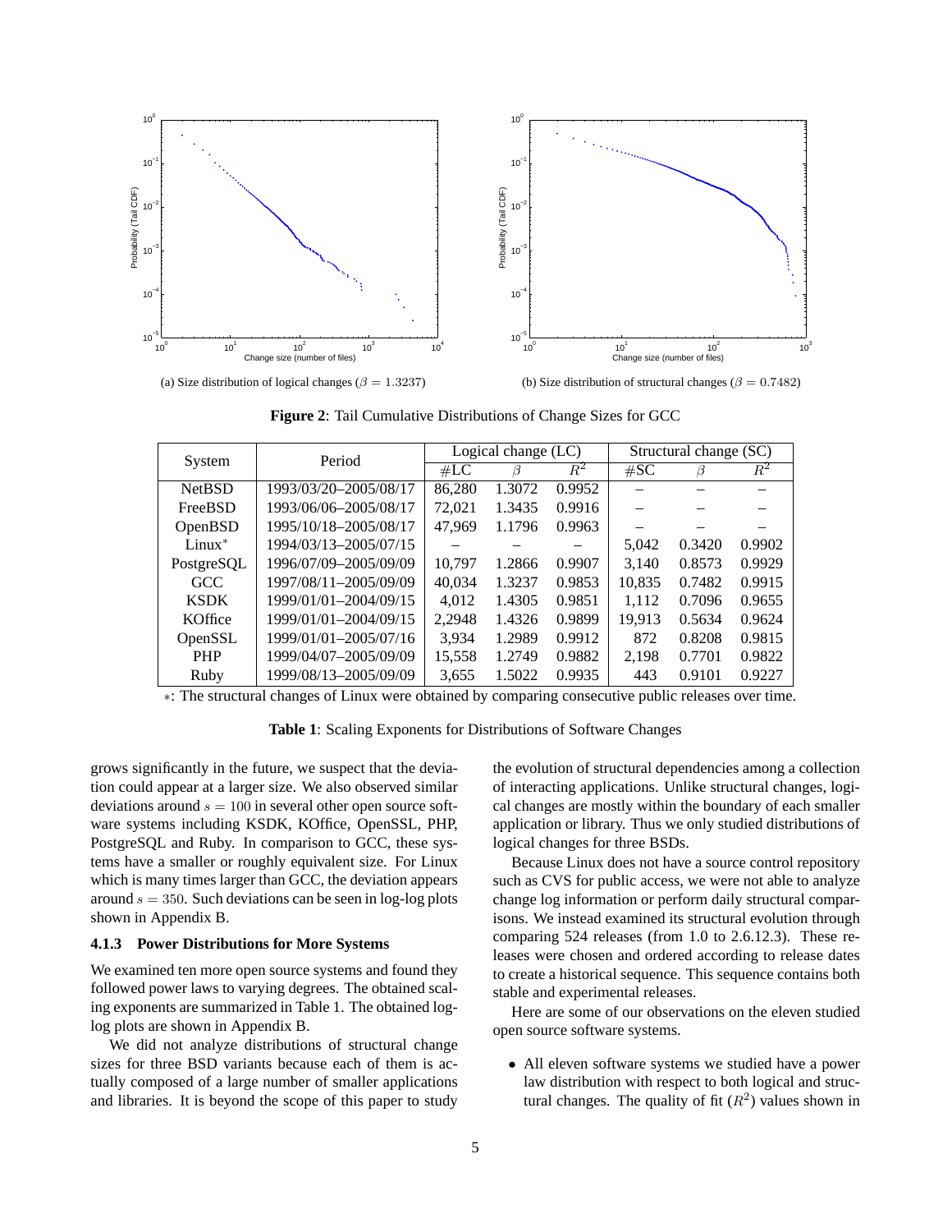(a) Size distribution of logical changes ($\beta = 1.3237$)

(b) Size distribution of structural changes ($\beta = 0.7482$)

**Figure 2**: Tail Cumulative Distributions of Change Sizes for GCC

| System | Period | Logical change (LC) | | | Structural change (SC) | | |
|---|---|---|---|---|---|---|---|
| | | #LC | $\beta$ | $R^2$ | #SC | $\beta$ | $R^2$ |
| NetBSD | 1993/03/20–2005/08/17 | 86,280 | 1.3072 | 0.9952 | – | – | – |
| FreeBSD | 1993/06/06–2005/08/17 | 72,021 | 1.3435 | 0.9916 | – | – | – |
| OpenBSD | 1995/10/18–2005/08/17 | 47,969 | 1.1796 | 0.9963 | – | – | – |
| Linux* | 1994/03/13–2005/07/15 | – | – | – | 5,042 | 0.3420 | 0.9902 |
| PostgreSQL | 1996/07/09–2005/09/09 | 10,797 | 1.2866 | 0.9907 | 3,140 | 0.8573 | 0.9929 |
| GCC | 1997/08/11–2005/09/09 | 40,034 | 1.3237 | 0.9853 | 10,835 | 0.7482 | 0.9915 |
| KSDK | 1999/01/01–2004/09/15 | 4,012 | 1.4305 | 0.9851 | 1,112 | 0.7096 | 0.9655 |
| KOffice | 1999/01/01–2004/09/15 | 2,2948 | 1.4326 | 0.9899 | 19,913 | 0.5634 | 0.9624 |
| OpenSSL | 1999/01/01–2005/07/16 | 3,934 | 1.2989 | 0.9912 | 872 | 0.8208 | 0.9815 |
| PHP | 1999/04/07–2005/09/09 | 15,558 | 1.2749 | 0.9882 | 2,198 | 0.7701 | 0.9822 |
| Ruby | 1999/08/13–2005/09/09 | 3,655 | 1.5022 | 0.9935 | 443 | 0.9101 | 0.9227 |

*: The structural changes of Linux were obtained by comparing consecutive public releases over time.

**Table 1**: Scaling Exponents for Distributions of Software Changes

grows significantly in the future, we suspect that the deviation could appear at a larger size. We also observed similar deviations around $s = 100$ in several other open source software systems including KSDK, KOffice, OpenSSL, PHP, PostgreSQL and Ruby. In comparison to GCC, these systems have a smaller or roughly equivalent size. For Linux which is many times larger than GCC, the deviation appears around $s = 350$. Such deviations can be seen in log-log plots shown in Appendix B.

### 4.1.3 Power Distributions for More Systems

We examined ten more open source systems and found they followed power laws to varying degrees. The obtained scaling exponents are summarized in Table 1. The obtained log-log plots are shown in Appendix B.

We did not analyze distributions of structural change sizes for three BSD variants because each of them is actually composed of a large number of smaller applications and libraries. It is beyond the scope of this paper to study the evolution of structural dependencies among a collection of interacting applications. Unlike structural changes, logical changes are mostly within the boundary of each smaller application or library. Thus we only studied distributions of logical changes for three BSDs.

Because Linux does not have a source control repository such as CVS for public access, we were not able to analyze change log information or perform daily structural comparisons. We instead examined its structural evolution through comparing 524 releases (from 1.0 to 2.6.12.3). These releases were chosen and ordered according to release dates to create a historical sequence. This sequence contains both stable and experimental releases.

Here are some of our observations on the eleven studied open source software systems.

- All eleven software systems we studied have a power law distribution with respect to both logical and structural changes. The quality of fit ($R^2$) values shown in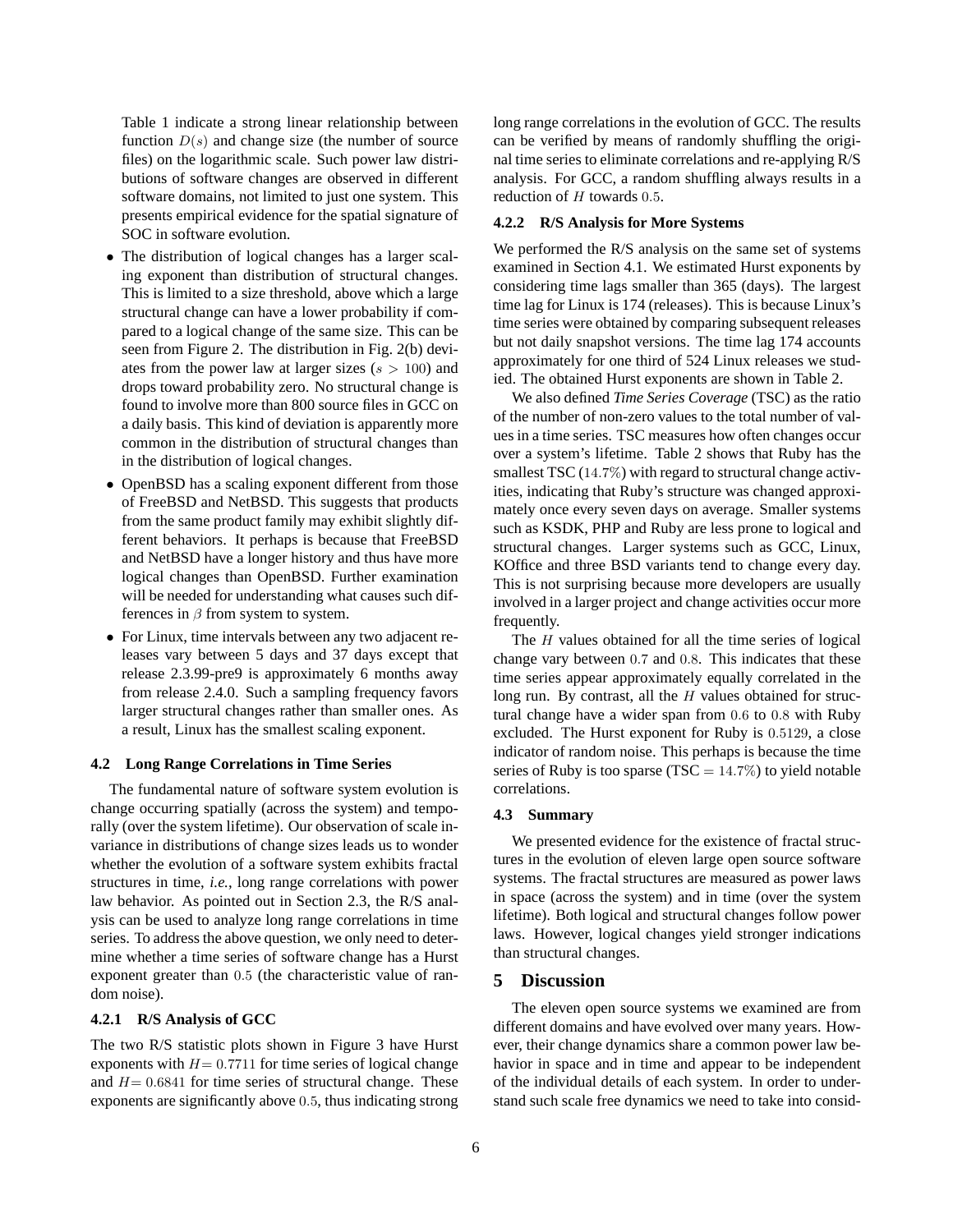Table 1 indicate a strong linear relationship between function $D(s)$ and change size (the number of source files) on the logarithmic scale. Such power law distributions of software changes are observed in different software domains, not limited to just one system. This presents empirical evidence for the spatial signature of SOC in software evolution.

- The distribution of logical changes has a larger scaling exponent than distribution of structural changes. This is limited to a size threshold, above which a large structural change can have a lower probability if compared to a logical change of the same size. This can be seen from Figure 2. The distribution in Fig. 2(b) deviates from the power law at larger sizes ($s > 100$) and drops toward probability zero. No structural change is found to involve more than 800 source files in GCC on a daily basis. This kind of deviation is apparently more common in the distribution of structural changes than in the distribution of logical changes.
- OpenBSD has a scaling exponent different from those of FreeBSD and NetBSD. This suggests that products from the same product family may exhibit slightly different behaviors. It perhaps is because that FreeBSD and NetBSD have a longer history and thus have more logical changes than OpenBSD. Further examination will be needed for understanding what causes such differences in $\beta$ from system to system.
- For Linux, time intervals between any two adjacent releases vary between 5 days and 37 days except that release 2.3.99-pre9 is approximately 6 months away from release 2.4.0. Such a sampling frequency favors larger structural changes rather than smaller ones. As a result, Linux has the smallest scaling exponent.

### 4.2 Long Range Correlations in Time Series

The fundamental nature of software system evolution is change occurring spatially (across the system) and temporally (over the system lifetime). Our observation of scale invariance in distributions of change sizes leads us to wonder whether the evolution of a software system exhibits fractal structures in time, *i.e.*, long range correlations with power law behavior. As pointed out in Section 2.3, the R/S analysis can be used to analyze long range correlations in time series. To address the above question, we only need to determine whether a time series of software change has a Hurst exponent greater than $0.5$ (the characteristic value of random noise).

#### 4.2.1 R/S Analysis of GCC

The two R/S statistic plots shown in Figure 3 have Hurst exponents with $H = 0.7711$ for time series of logical change and $H = 0.6841$ for time series of structural change. These exponents are significantly above $0.5$, thus indicating strong long range correlations in the evolution of GCC. The results can be verified by means of randomly shuffling the original time series to eliminate correlations and re-applying R/S analysis. For GCC, a random shuffling always results in a reduction of $H$ towards $0.5$.

#### 4.2.2 R/S Analysis for More Systems

We performed the R/S analysis on the same set of systems examined in Section 4.1. We estimated Hurst exponents by considering time lags smaller than 365 (days). The largest time lag for Linux is 174 (releases). This is because Linux's time series were obtained by comparing subsequent releases but not daily snapshot versions. The time lag 174 accounts approximately for one third of 524 Linux releases we studied. The obtained Hurst exponents are shown in Table 2.

We also defined *Time Series Coverage* (TSC) as the ratio of the number of non-zero values to the total number of values in a time series. TSC measures how often changes occur over a system's lifetime. Table 2 shows that Ruby has the smallest TSC ($14.7\%$) with regard to structural change activities, indicating that Ruby's structure was changed approximately once every seven days on average. Smaller systems such as KSDK, PHP and Ruby are less prone to logical and structural changes. Larger systems such as GCC, Linux, KOffice and three BSD variants tend to change every day. This is not surprising because more developers are usually involved in a larger project and change activities occur more frequently.

The $H$ values obtained for all the time series of logical change vary between $0.7$ and $0.8$. This indicates that these time series appear approximately equally correlated in the long run. By contrast, all the $H$ values obtained for structural change have a wider span from $0.6$ to $0.8$ with Ruby excluded. The Hurst exponent for Ruby is $0.5129$, a close indicator of random noise. This perhaps is because the time series of Ruby is too sparse (TSC $= 14.7\%$) to yield notable correlations.

### 4.3 Summary

We presented evidence for the existence of fractal structures in the evolution of eleven large open source software systems. The fractal structures are measured as power laws in space (across the system) and in time (over the system lifetime). Both logical and structural changes follow power laws. However, logical changes yield stronger indications than structural changes.

## 5 Discussion

The eleven open source systems we examined are from different domains and have evolved over many years. However, their change dynamics share a common power law behavior in space and in time and appear to be independent of the individual details of each system. In order to understand such scale free dynamics we need to take into consid-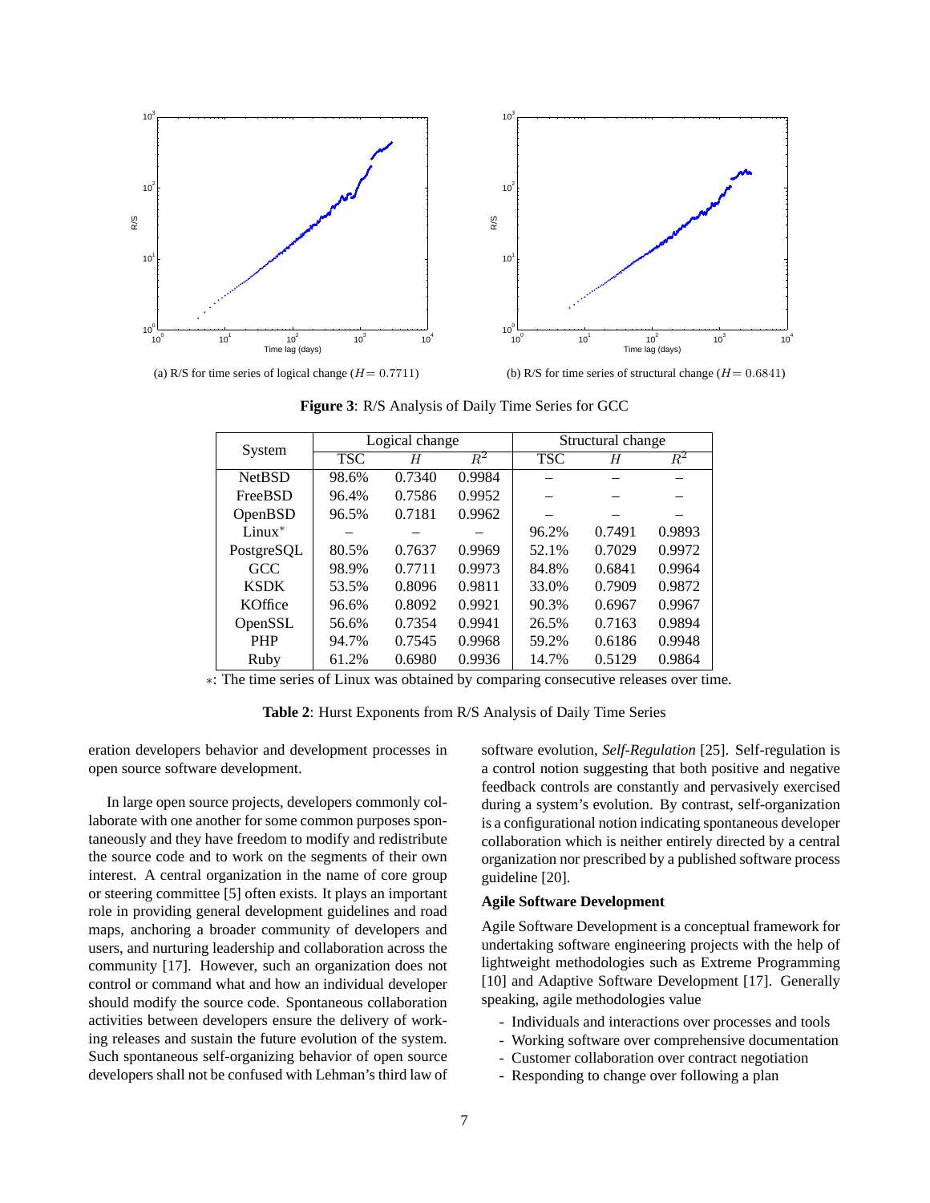(a) R/S for time series of logical change ($H = 0.7711$)

(b) R/S for time series of structural change ($H = 0.6841$)

**Figure 3**: R/S Analysis of Daily Time Series for GCC

| System | Logical change | | | Structural change | | |
|---|---|---|---|---|---|---|
| | TSC | $H$ | $R^2$ | TSC | $H$ | $R^2$ |
| NetBSD | 98.6% | 0.7340 | 0.9984 | – | – | – |
| FreeBSD | 96.4% | 0.7586 | 0.9952 | – | – | – |
| OpenBSD | 96.5% | 0.7181 | 0.9962 | – | – | – |
| Linux* | – | – | – | 96.2% | 0.7491 | 0.9893 |
| PostgreSQL | 80.5% | 0.7637 | 0.9969 | 52.1% | 0.7029 | 0.9972 |
| GCC | 98.9% | 0.7711 | 0.9973 | 84.8% | 0.6841 | 0.9964 |
| KSDK | 53.5% | 0.8096 | 0.9811 | 33.0% | 0.7909 | 0.9872 |
| KOffice | 96.6% | 0.8092 | 0.9921 | 90.3% | 0.6967 | 0.9967 |
| OpenSSL | 56.6% | 0.7354 | 0.9941 | 26.5% | 0.7163 | 0.9894 |
| PHP | 94.7% | 0.7545 | 0.9968 | 59.2% | 0.6186 | 0.9948 |
| Ruby | 61.2% | 0.6980 | 0.9936 | 14.7% | 0.5129 | 0.9864 |

*: The time series of Linux was obtained by comparing consecutive releases over time.

**Table 2**: Hurst Exponents from R/S Analysis of Daily Time Series

eration developers behavior and development processes in open source software development.

In large open source projects, developers commonly collaborate with one another for some common purposes spontaneously and they have freedom to modify and redistribute the source code and to work on the segments of their own interest. A central organization in the name of core group or steering committee [5] often exists. It plays an important role in providing general development guidelines and road maps, anchoring a broader community of developers and users, and nurturing leadership and collaboration across the community [17]. However, such an organization does not control or command what and how an individual developer should modify the source code. Spontaneous collaboration activities between developers ensure the delivery of working releases and sustain the future evolution of the system. Such spontaneous self-organizing behavior of open source developers shall not be confused with Lehman's third law of software evolution, *Self-Regulation* [25]. Self-regulation is a control notion suggesting that both positive and negative feedback controls are constantly and pervasively exercised during a system's evolution. By contrast, self-organization is a configurational notion indicating spontaneous developer collaboration which is neither entirely directed by a central organization nor prescribed by a published software process guideline [20].

**Agile Software Development**

Agile Software Development is a conceptual framework for undertaking software engineering projects with the help of lightweight methodologies such as Extreme Programming [10] and Adaptive Software Development [17]. Generally speaking, agile methodologies value

- Individuals and interactions over processes and tools
- Working software over comprehensive documentation
- Customer collaboration over contract negotiation
- Responding to change over following a plan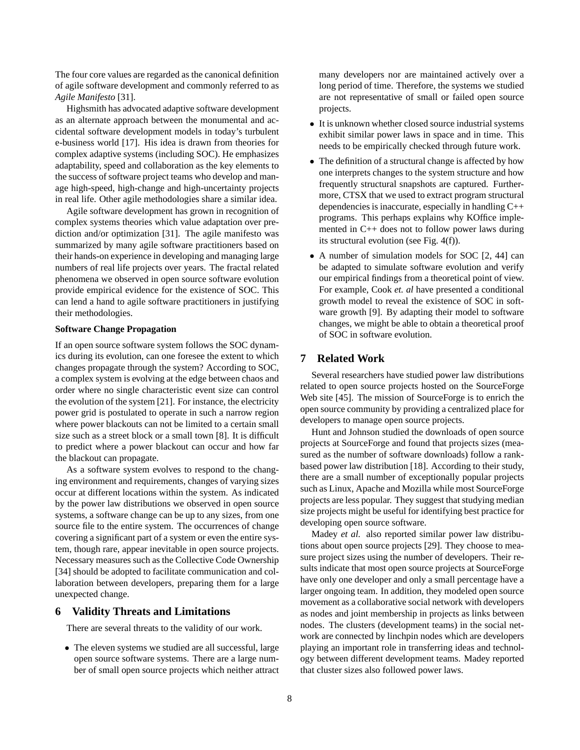The four core values are regarded as the canonical definition of agile software development and commonly referred to as *Agile Manifesto* [31].

Highsmith has advocated adaptive software development as an alternate approach between the monumental and accidental software development models in today's turbulent e-business world [17]. His idea is drawn from theories for complex adaptive systems (including SOC). He emphasizes adaptability, speed and collaboration as the key elements to the success of software project teams who develop and manage high-speed, high-change and high-uncertainty projects in real life. Other agile methodologies share a similar idea.

Agile software development has grown in recognition of complex systems theories which value adaptation over prediction and/or optimization [31]. The agile manifesto was summarized by many agile software practitioners based on their hands-on experience in developing and managing large numbers of real life projects over years. The fractal related phenomena we observed in open source software evolution provide empirical evidence for the existence of SOC. This can lend a hand to agile software practitioners in justifying their methodologies.

**Software Change Propagation**

If an open source software system follows the SOC dynamics during its evolution, can one foresee the extent to which changes propagate through the system? According to SOC, a complex system is evolving at the edge between chaos and order where no single characteristic event size can control the evolution of the system [21]. For instance, the electricity power grid is postulated to operate in such a narrow region where power blackouts can not be limited to a certain small size such as a street block or a small town [8]. It is difficult to predict where a power blackout can occur and how far the blackout can propagate.

As a software system evolves to respond to the changing environment and requirements, changes of varying sizes occur at different locations within the system. As indicated by the power law distributions we observed in open source systems, a software change can be up to any sizes, from one source file to the entire system. The occurrences of change covering a significant part of a system or even the entire system, though rare, appear inevitable in open source projects. Necessary measures such as the Collective Code Ownership [34] should be adopted to facilitate communication and collaboration between developers, preparing them for a large unexpected change.

## 6 Validity Threats and Limitations

There are several threats to the validity of our work.

- The eleven systems we studied are all successful, large open source software systems. There are a large number of small open source projects which neither attract many developers nor are maintained actively over a long period of time. Therefore, the systems we studied are not representative of small or failed open source projects.
- It is unknown whether closed source industrial systems exhibit similar power laws in space and in time. This needs to be empirically checked through future work.
- The definition of a structural change is affected by how one interprets changes to the system structure and how frequently structural snapshots are captured. Furthermore, CTSX that we used to extract program structural dependencies is inaccurate, especially in handling C++ programs. This perhaps explains why KOffice implemented in C++ does not to follow power laws during its structural evolution (see Fig. 4(f)).
- A number of simulation models for SOC [2, 44] can be adapted to simulate software evolution and verify our empirical findings from a theoretical point of view. For example, Cook *et. al* have presented a conditional growth model to reveal the existence of SOC in software growth [9]. By adapting their model to software changes, we might be able to obtain a theoretical proof of SOC in software evolution.

## 7 Related Work

Several researchers have studied power law distributions related to open source projects hosted on the SourceForge Web site [45]. The mission of SourceForge is to enrich the open source community by providing a centralized place for developers to manage open source projects.

Hunt and Johnson studied the downloads of open source projects at SourceForge and found that projects sizes (measured as the number of software downloads) follow a rank-based power law distribution [18]. According to their study, there are a small number of exceptionally popular projects such as Linux, Apache and Mozilla while most SourceForge projects are less popular. They suggest that studying median size projects might be useful for identifying best practice for developing open source software.

Madey *et al.* also reported similar power law distributions about open source projects [29]. They choose to measure project sizes using the number of developers. Their results indicate that most open source projects at SourceForge have only one developer and only a small percentage have a larger ongoing team. In addition, they modeled open source movement as a collaborative social network with developers as nodes and joint membership in projects as links between nodes. The clusters (development teams) in the social network are connected by linchpin nodes which are developers playing an important role in transferring ideas and technology between different development teams. Madey reported that cluster sizes also followed power laws.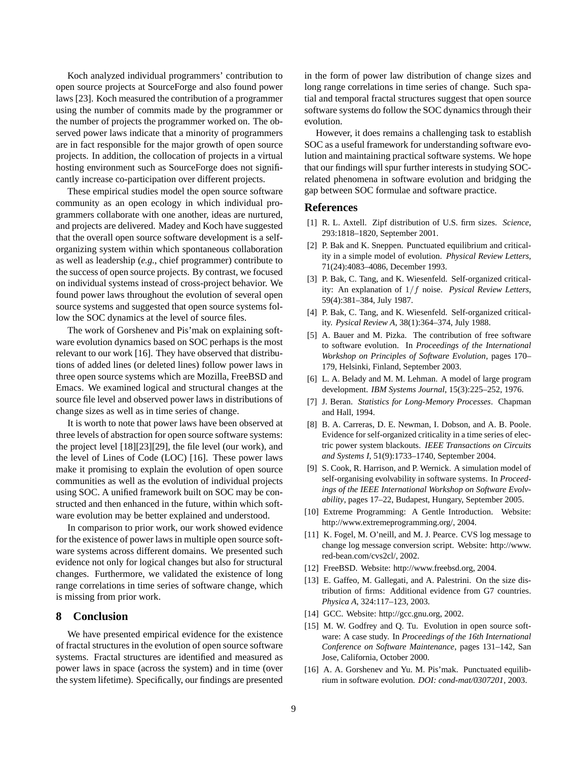Koch analyzed individual programmers' contribution to open source projects at SourceForge and also found power laws [23]. Koch measured the contribution of a programmer using the number of commits made by the programmer or the number of projects the programmer worked on. The observed power laws indicate that a minority of programmers are in fact responsible for the major growth of open source projects. In addition, the collocation of projects in a virtual hosting environment such as SourceForge does not significantly increase co-participation over different projects.

These empirical studies model the open source software community as an open ecology in which individual programmers collaborate with one another, ideas are nurtured, and projects are delivered. Madey and Koch have suggested that the overall open source software development is a self-organizing system within which spontaneous collaboration as well as leadership (*e.g.*, chief programmer) contribute to the success of open source projects. By contrast, we focused on individual systems instead of cross-project behavior. We found power laws throughout the evolution of several open source systems and suggested that open source systems follow the SOC dynamics at the level of source files.

The work of Gorshenev and Pis'mak on explaining software evolution dynamics based on SOC perhaps is the most relevant to our work [16]. They have observed that distributions of added lines (or deleted lines) follow power laws in three open source systems which are Mozilla, FreeBSD and Emacs. We examined logical and structural changes at the source file level and observed power laws in distributions of change sizes as well as in time series of change.

It is worth to note that power laws have been observed at three levels of abstraction for open source software systems: the project level [18][23][29], the file level (our work), and the level of Lines of Code (LOC) [16]. These power laws make it promising to explain the evolution of open source communities as well as the evolution of individual projects using SOC. A unified framework built on SOC may be constructed and then enhanced in the future, within which software evolution may be better explained and understood.

In comparison to prior work, our work showed evidence for the existence of power laws in multiple open source software systems across different domains. We presented such evidence not only for logical changes but also for structural changes. Furthermore, we validated the existence of long range correlations in time series of software change, which is missing from prior work.

## 8 Conclusion

We have presented empirical evidence for the existence of fractal structures in the evolution of open source software systems. Fractal structures are identified and measured as power laws in space (across the system) and in time (over the system lifetime). Specifically, our findings are presented in the form of power law distribution of change sizes and long range correlations in time series of change. Such spatial and temporal fractal structures suggest that open source software systems do follow the SOC dynamics through their evolution.

However, it does remains a challenging task to establish SOC as a useful framework for understanding software evolution and maintaining practical software systems. We hope that our findings will spur further interests in studying SOC-related phenomena in software evolution and bridging the gap between SOC formulae and software practice.

## References

[1] R. L. Axtell. Zipf distribution of U.S. firm sizes. *Science*, 293:1818–1820, September 2001.

[2] P. Bak and K. Sneppen. Punctuated equilibrium and criticality in a simple model of evolution. *Physical Review Letters*, 71(24):4083–4086, December 1993.

[3] P. Bak, C. Tang, and K. Wiesenfeld. Self-organized criticality: An explanation of $1/f$ noise. *Pysical Review Letters*, 59(4):381–384, July 1987.

[4] P. Bak, C. Tang, and K. Wiesenfeld. Self-organized criticality. *Pysical Review A*, 38(1):364–374, July 1988.

[5] A. Bauer and M. Pizka. The contribution of free software to software evolution. In *Proceedings of the International Workshop on Principles of Software Evolution*, pages 170–179, Helsinki, Finland, September 2003.

[6] L. A. Belady and M. M. Lehman. A model of large program development. *IBM Systems Journal*, 15(3):225–252, 1976.

[7] J. Beran. *Statistics for Long-Memory Processes*. Chapman and Hall, 1994.

[8] B. A. Carreras, D. E. Newman, I. Dobson, and A. B. Poole. Evidence for self-organized criticality in a time series of electric power system blackouts. *IEEE Transactions on Circuits and Systems I*, 51(9):1733–1740, September 2004.

[9] S. Cook, R. Harrison, and P. Wernick. A simulation model of self-organising evolvability in software systems. In *Proceedings of the IEEE International Workshop on Software Evolvability*, pages 17–22, Budapest, Hungary, September 2005.

[10] Extreme Programming: A Gentle Introduction. Website: http://www.extremeprogramming.org/, 2004.

[11] K. Fogel, M. O'neill, and M. J. Pearce. CVS log message to change log message conversion script. Website: http://www.red-bean.com/cvs2cl/, 2002.

[12] FreeBSD. Website: http://www.freebsd.org, 2004.

[13] E. Gaffeo, M. Gallegati, and A. Palestrini. On the size distribution of firms: Additional evidence from G7 countries. *Physica A*, 324:117–123, 2003.

[14] GCC. Website: http://gcc.gnu.org, 2002.

[15] M. W. Godfrey and Q. Tu. Evolution in open source software: A case study. In *Proceedings of the 16th International Conference on Software Maintenance*, pages 131–142, San Jose, California, October 2000.

[16] A. A. Gorshenev and Yu. M. Pis'mak. Punctuated equilibrium in software evolution. *DOI: cond-mat/0307201*, 2003.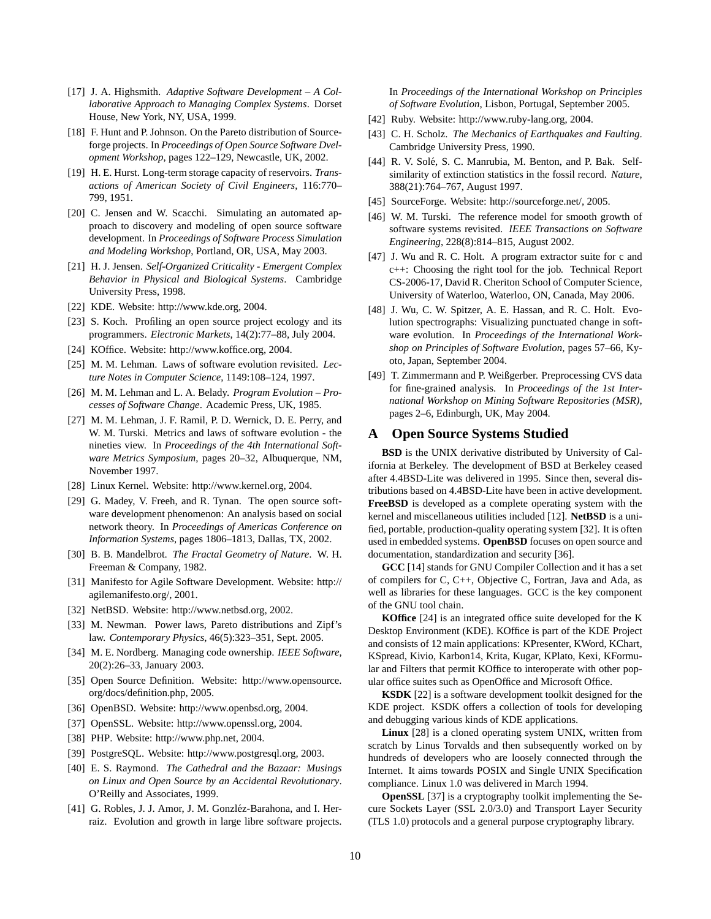[17] J. A. Highsmith. *Adaptive Software Development – A Collaborative Approach to Managing Complex Systems*. Dorset House, New York, NY, USA, 1999.

[18] F. Hunt and P. Johnson. On the Pareto distribution of Sourceforge projects. In *Proceedings of Open Source Software Dvelopment Workshop*, pages 122–129, Newcastle, UK, 2002.

[19] H. E. Hurst. Long-term storage capacity of reservoirs. *Transactions of American Society of Civil Engineers*, 116:770–799, 1951.

[20] C. Jensen and W. Scacchi. Simulating an automated approach to discovery and modeling of open source software development. In *Proceedings of Software Process Simulation and Modeling Workshop*, Portland, OR, USA, May 2003.

[21] H. J. Jensen. *Self-Organized Criticality - Emergent Complex Behavior in Physical and Biological Systems*. Cambridge University Press, 1998.

[22] KDE. Website: http://www.kde.org, 2004.

[23] S. Koch. Profiling an open source project ecology and its programmers. *Electronic Markets*, 14(2):77–88, July 2004.

[24] KOffice. Website: http://www.koffice.org, 2004.

[25] M. M. Lehman. Laws of software evolution revisited. *Lecture Notes in Computer Science*, 1149:108–124, 1997.

[26] M. M. Lehman and L. A. Belady. *Program Evolution – Processes of Software Change*. Academic Press, UK, 1985.

[27] M. M. Lehman, J. F. Ramil, P. D. Wernick, D. E. Perry, and W. M. Turski. Metrics and laws of software evolution - the nineties view. In *Proceedings of the 4th International Software Metrics Symposium*, pages 20–32, Albuquerque, NM, November 1997.

[28] Linux Kernel. Website: http://www.kernel.org, 2004.

[29] G. Madey, V. Freeh, and R. Tynan. The open source software development phenomenon: An analysis based on social network theory. In *Proceedings of Americas Conference on Information Systems*, pages 1806–1813, Dallas, TX, 2002.

[30] B. B. Mandelbrot. *The Fractal Geometry of Nature*. W. H. Freeman & Company, 1982.

[31] Manifesto for Agile Software Development. Website: http://agilemanifesto.org/, 2001.

[32] NetBSD. Website: http://www.netbsd.org, 2002.

[33] M. Newman. Power laws, Pareto distributions and Zipf's law. *Contemporary Physics*, 46(5):323–351, Sept. 2005.

[34] M. E. Nordberg. Managing code ownership. *IEEE Software*, 20(2):26–33, January 2003.

[35] Open Source Definition. Website: http://www.opensource.org/docs/definition.php, 2005.

[36] OpenBSD. Website: http://www.openbsd.org, 2004.

[37] OpenSSL. Website: http://www.openssl.org, 2004.

[38] PHP. Website: http://www.php.net, 2004.

[39] PostgreSQL. Website: http://www.postgresql.org, 2003.

[40] E. S. Raymond. *The Cathedral and the Bazaar: Musings on Linux and Open Source by an Accidental Revolutionary*. O'Reilly and Associates, 1999.

[41] G. Robles, J. J. Amor, J. M. Gonzléz-Barahona, and I. Herraiz. Evolution and growth in large libre software projects. In *Proceedings of the International Workshop on Principles of Software Evolution*, Lisbon, Portugal, September 2005.

[42] Ruby. Website: http://www.ruby-lang.org, 2004.

[43] C. H. Scholz. *The Mechanics of Earthquakes and Faulting*. Cambridge University Press, 1990.

[44] R. V. Solé, S. C. Manrubia, M. Benton, and P. Bak. Self-similarity of extinction statistics in the fossil record. *Nature*, 388(21):764–767, August 1997.

[45] SourceForge. Website: http://sourceforge.net/, 2005.

[46] W. M. Turski. The reference model for smooth growth of software systems revisited. *IEEE Transactions on Software Engineering*, 228(8):814–815, August 2002.

[47] J. Wu and R. C. Holt. A program extractor suite for c and c++: Choosing the right tool for the job. Technical Report CS-2006-17, David R. Cheriton School of Computer Science, University of Waterloo, Waterloo, ON, Canada, May 2006.

[48] J. Wu, C. W. Spitzer, A. E. Hassan, and R. C. Holt. Evolution spectrographs: Visualizing punctuated change in software evolution. In *Proceedings of the International Workshop on Principles of Software Evolution*, pages 57–66, Kyoto, Japan, September 2004.

[49] T. Zimmermann and P. Weißgerber. Preprocessing CVS data for fine-grained analysis. In *Proceedings of the 1st International Workshop on Mining Software Repositories (MSR)*, pages 2–6, Edinburgh, UK, May 2004.

# A Open Source Systems Studied

**BSD** is the UNIX derivative distributed by University of California at Berkeley. The development of BSD at Berkeley ceased after 4.4BSD-Lite was delivered in 1995. Since then, several distributions based on 4.4BSD-Lite have been in active development. **FreeBSD** is developed as a complete operating system with the kernel and miscellaneous utilities included [12]. **NetBSD** is a unified, portable, production-quality operating system [32]. It is often used in embedded systems. **OpenBSD** focuses on open source and documentation, standardization and security [36].

**GCC** [14] stands for GNU Compiler Collection and it has a set of compilers for C, C++, Objective C, Fortran, Java and Ada, as well as libraries for these languages. GCC is the key component of the GNU tool chain.

**KOffice** [24] is an integrated office suite developed for the K Desktop Environment (KDE). KOffice is part of the KDE Project and consists of 12 main applications: KPresenter, KWord, KChart, KSpread, Kivio, Karbon14, Krita, Kugar, KPlato, Kexi, KFormular and Filters that permit KOffice to interoperate with other popular office suites such as OpenOffice and Microsoft Office.

**KSDK** [22] is a software development toolkit designed for the KDE project. KSDK offers a collection of tools for developing and debugging various kinds of KDE applications.

**Linux** [28] is a cloned operating system UNIX, written from scratch by Linus Torvalds and then subsequently worked on by hundreds of developers who are loosely connected through the Internet. It aims towards POSIX and Single UNIX Specification compliance. Linux 1.0 was delivered in March 1994.

**OpenSSL** [37] is a cryptography toolkit implementing the Secure Sockets Layer (SSL 2.0/3.0) and Transport Layer Security (TLS 1.0) protocols and a general purpose cryptography library.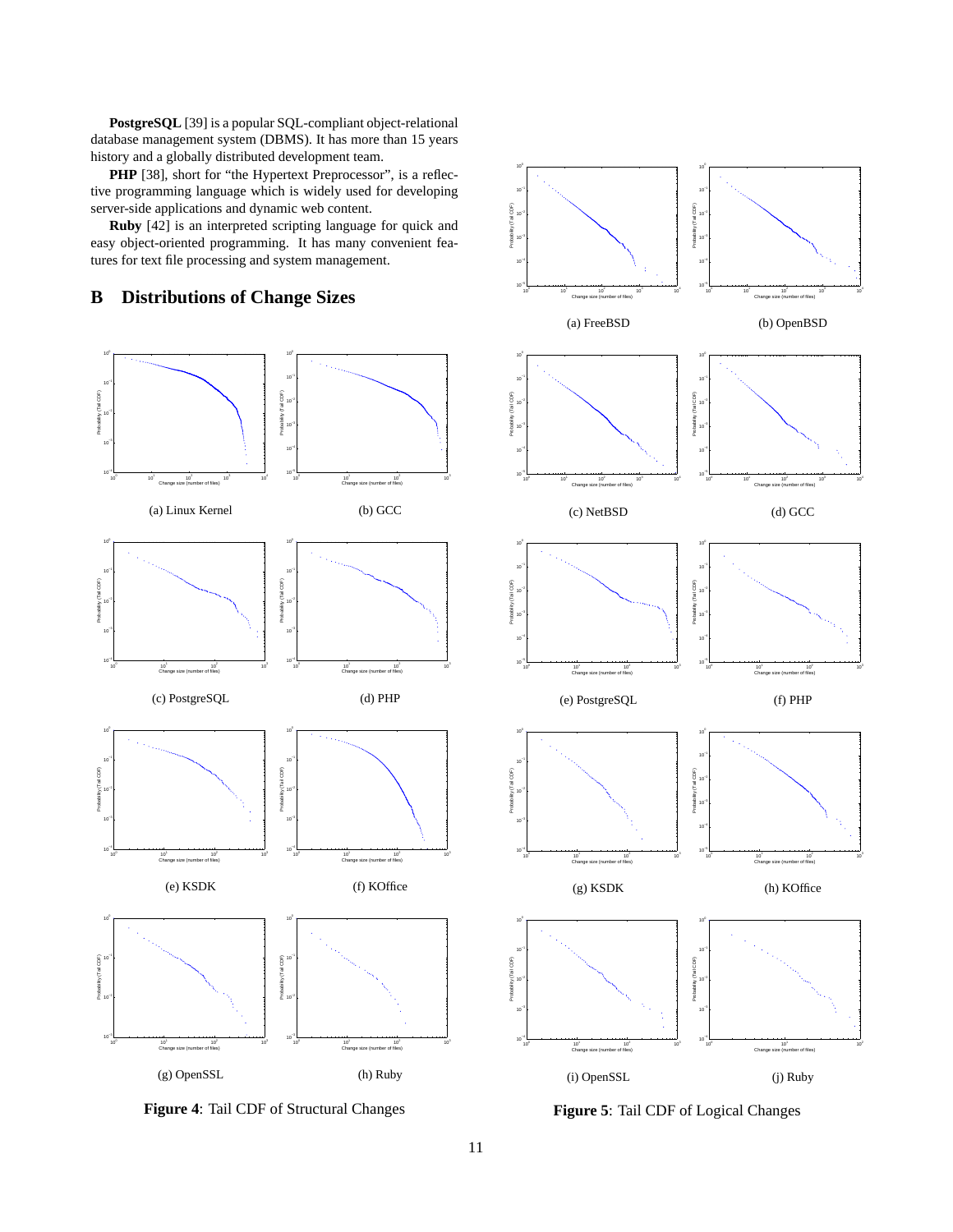**PostgreSQL** [39] is a popular SQL-compliant object-relational database management system (DBMS). It has more than 15 years history and a globally distributed development team.

**PHP** [38], short for "the Hypertext Preprocessor", is a reflective programming language which is widely used for developing server-side applications and dynamic web content.

**Ruby** [42] is an interpreted scripting language for quick and easy object-oriented programming. It has many convenient features for text file processing and system management.

## B Distributions of Change Sizes

(a) Linux Kernel

(b) GCC

(c) PostgreSQL

(d) PHP

(e) KSDK

(f) KOffice

(g) OpenSSL

(h) Ruby

**Figure 4**: Tail CDF of Structural Changes

(a) FreeBSD

(b) OpenBSD

(c) NetBSD

(d) GCC

(e) PostgreSQL

(f) PHP

(g) KSDK

(h) KOffice

(i) OpenSSL

(j) Ruby

**Figure 5**: Tail CDF of Logical Changes